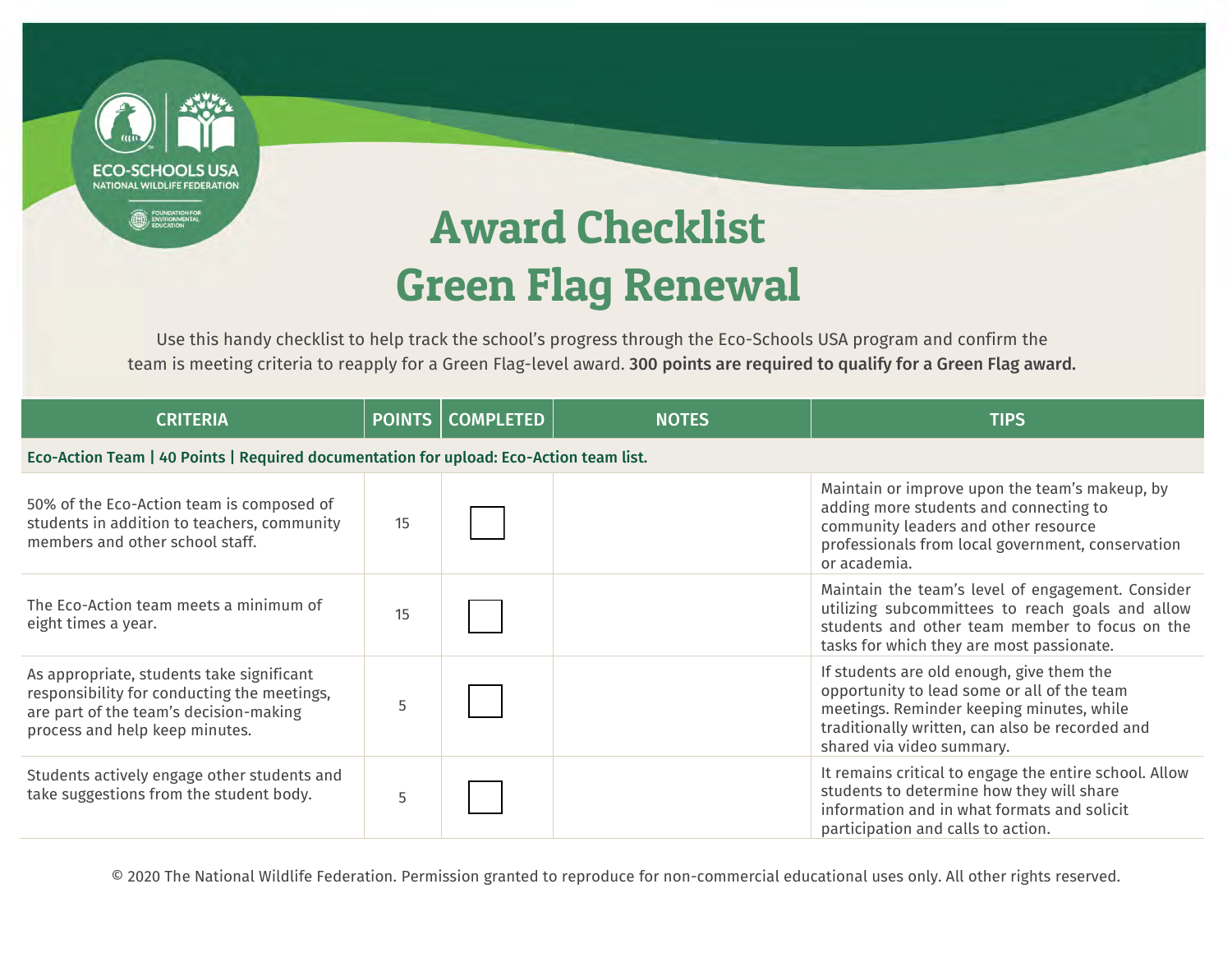# Award Checklist
# Green Flag Renewal

Use this handy checklist to help track the school's progress through the Eco-Schools USA program and confirm the team is meeting criteria to reapply for a Green Flag-level award. **300 points are required to qualify for a Green Flag award.**

| CRITERIA | POINTS | COMPLETED | NOTES | TIPS |
|---|---|---|---|---|
| **Eco-Action Team \| 40 Points \| Required documentation for upload: Eco-Action team list.** | | | | |
| 50% of the Eco-Action team is composed of students in addition to teachers, community members and other school staff. | 15 | ☐ | | Maintain or improve upon the team's makeup, by adding more students and connecting to community leaders and other resource professionals from local government, conservation or academia. |
| The Eco-Action team meets a minimum of eight times a year. | 15 | ☐ | | Maintain the team's level of engagement. Consider utilizing subcommittees to reach goals and allow students and other team member to focus on the tasks for which they are most passionate. |
| As appropriate, students take significant responsibility for conducting the meetings, are part of the team's decision-making process and help keep minutes. | 5 | ☐ | | If students are old enough, give them the opportunity to lead some or all of the team meetings. Reminder keeping minutes, while traditionally written, can also be recorded and shared via video summary. |
| Students actively engage other students and take suggestions from the student body. | 5 | ☐ | | It remains critical to engage the entire school. Allow students to determine how they will share information and in what formats and solicit participation and calls to action. |

© 2020 The National Wildlife Federation. Permission granted to reproduce for non-commercial educational uses only. All other rights reserved.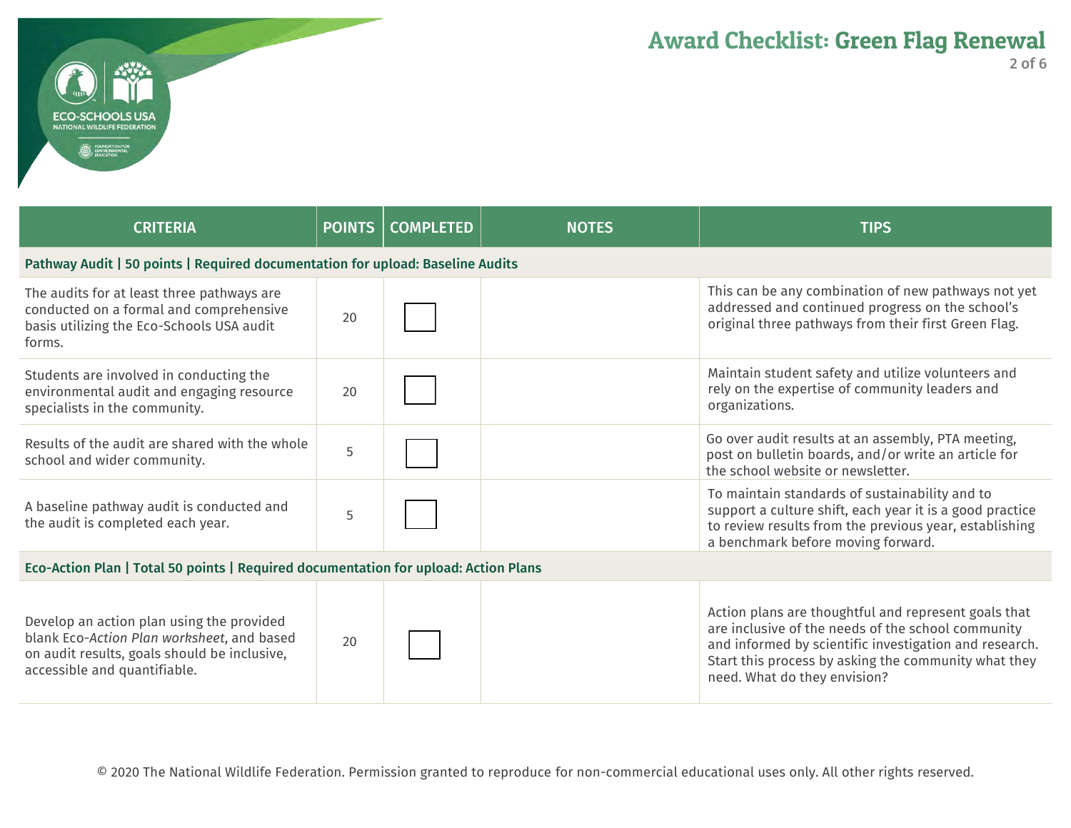# Award Checklist: Green Flag Renewal

| CRITERIA | POINTS | COMPLETED | NOTES | TIPS |
|---|---|---|---|---|
| **Pathway Audit \| 50 points \| Required documentation for upload: Baseline Audits** | | | | |
| The audits for at least three pathways are conducted on a formal and comprehensive basis utilizing the Eco-Schools USA audit forms. | 20 | ☐ | | This can be any combination of new pathways not yet addressed and continued progress on the school's original three pathways from their first Green Flag. |
| Students are involved in conducting the environmental audit and engaging resource specialists in the community. | 20 | ☐ | | Maintain student safety and utilize volunteers and rely on the expertise of community leaders and organizations. |
| Results of the audit are shared with the whole school and wider community. | 5 | ☐ | | Go over audit results at an assembly, PTA meeting, post on bulletin boards, and/or write an article for the school website or newsletter. |
| A baseline pathway audit is conducted and the audit is completed each year. | 5 | ☐ | | To maintain standards of sustainability and to support a culture shift, each year it is a good practice to review results from the previous year, establishing a benchmark before moving forward. |
| **Eco-Action Plan \| Total 50 points \| Required documentation for upload: Action Plans** | | | | |
| Develop an action plan using the provided blank Eco-*Action Plan worksheet*, and based on audit results, goals should be inclusive, accessible and quantifiable. | 20 | ☐ | | Action plans are thoughtful and represent goals that are inclusive of the needs of the school community and informed by scientific investigation and research. Start this process by asking the community what they need. What do they envision? |

© 2020 The National Wildlife Federation. Permission granted to reproduce for non-commercial educational uses only. All other rights reserved.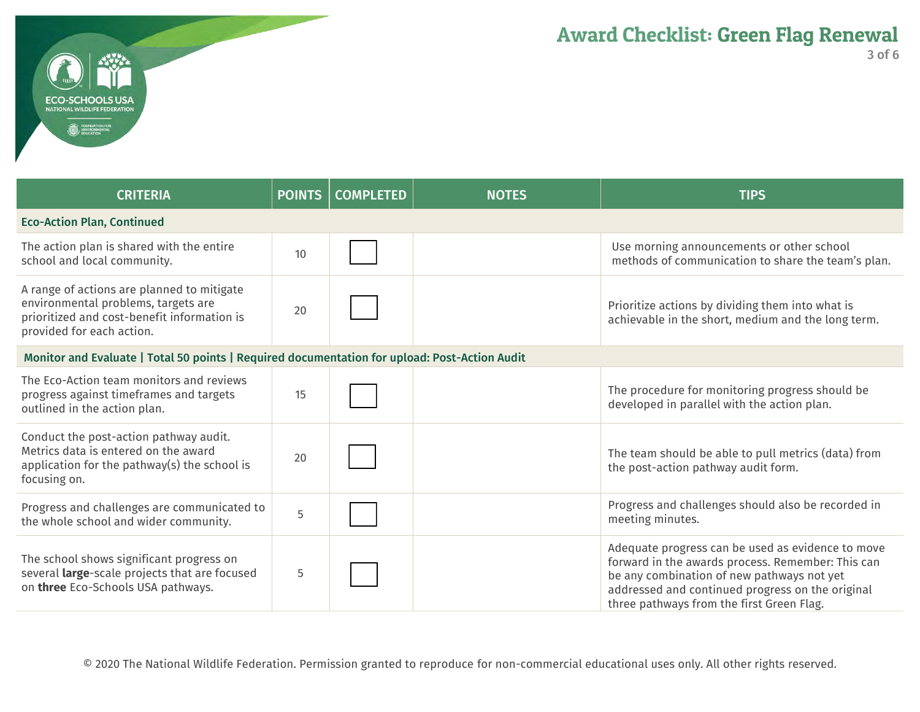# Award Checklist: Green Flag Renewal

| CRITERIA | POINTS | COMPLETED | NOTES | TIPS |
|---|---|---|---|---|
| **Eco-Action Plan, Continued** | | | | |
| The action plan is shared with the entire school and local community. | 10 | ☐ | | Use morning announcements or other school methods of communication to share the team's plan. |
| A range of actions are planned to mitigate environmental problems, targets are prioritized and cost-benefit information is provided for each action. | 20 | ☐ | | Prioritize actions by dividing them into what is achievable in the short, medium and the long term. |
| **Monitor and Evaluate \| Total 50 points \| Required documentation for upload: Post-Action Audit** | | | | |
| The Eco-Action team monitors and reviews progress against timeframes and targets outlined in the action plan. | 15 | ☐ | | The procedure for monitoring progress should be developed in parallel with the action plan. |
| Conduct the post-action pathway audit. Metrics data is entered on the award application for the pathway(s) the school is focusing on. | 20 | ☐ | | The team should be able to pull metrics (data) from the post-action pathway audit form. |
| Progress and challenges are communicated to the whole school and wider community. | 5 | ☐ | | Progress and challenges should also be recorded in meeting minutes. |
| The school shows significant progress on several **large**-scale projects that are focused on **three** Eco-Schools USA pathways. | 5 | ☐ | | Adequate progress can be used as evidence to move forward in the awards process. Remember: This can be any combination of new pathways not yet addressed and continued progress on the original three pathways from the first Green Flag. |

© 2020 The National Wildlife Federation. Permission granted to reproduce for non-commercial educational uses only. All other rights reserved.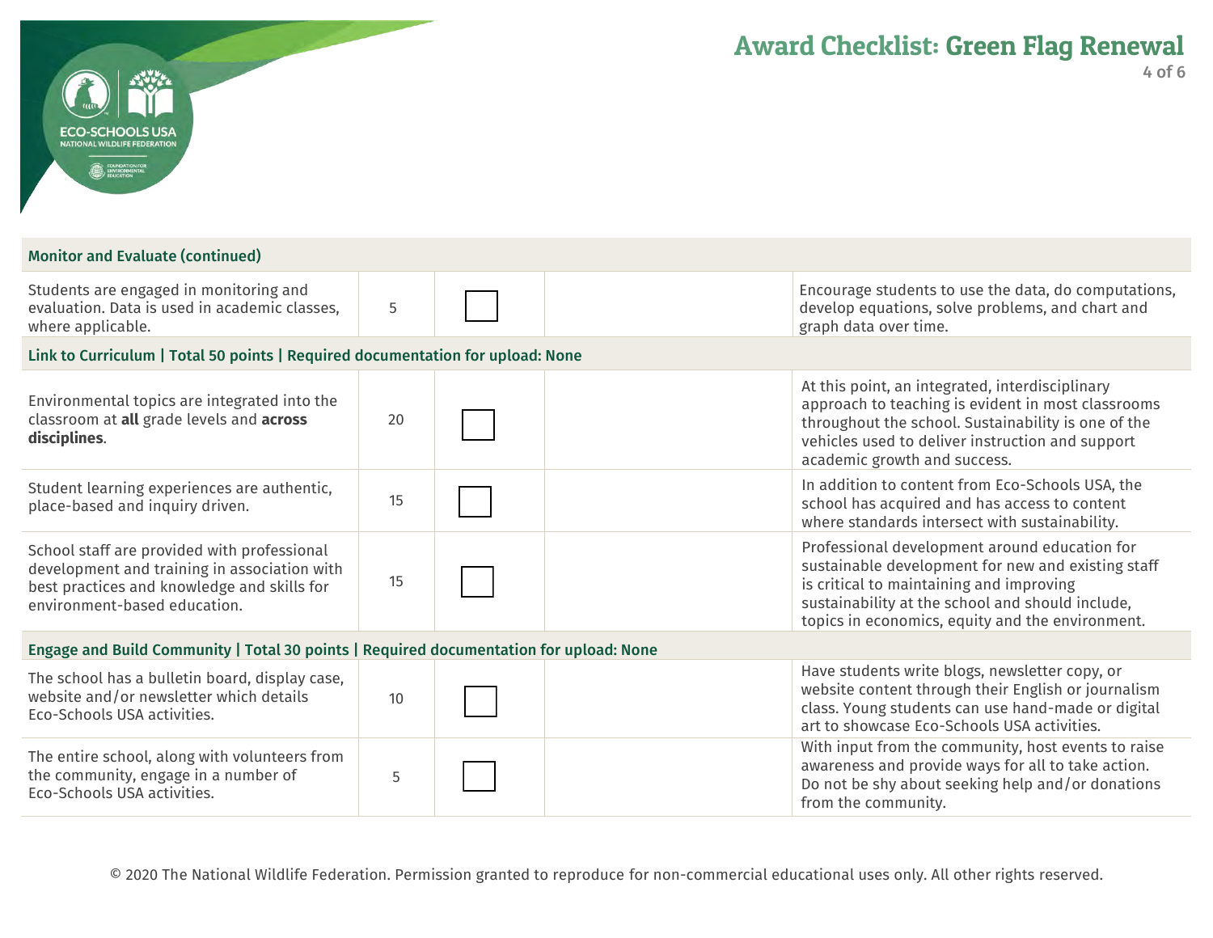# Award Checklist: Green Flag Renewal

| Criteria | Points | | | Notes |
|---|---|---|---|---|
| **Monitor and Evaluate (continued)** | | | | |
| Students are engaged in monitoring and evaluation. Data is used in academic classes, where applicable. | 5 | ☐ | | Encourage students to use the data, do computations, develop equations, solve problems, and chart and graph data over time. |
| **Link to Curriculum \| Total 50 points \| Required documentation for upload: None** | | | | |
| Environmental topics are integrated into the classroom at **all** grade levels and **across disciplines**. | 20 | ☐ | | At this point, an integrated, interdisciplinary approach to teaching is evident in most classrooms throughout the school. Sustainability is one of the vehicles used to deliver instruction and support academic growth and success. |
| Student learning experiences are authentic, place-based and inquiry driven. | 15 | ☐ | | In addition to content from Eco-Schools USA, the school has acquired and has access to content where standards intersect with sustainability. |
| School staff are provided with professional development and training in association with best practices and knowledge and skills for environment-based education. | 15 | ☐ | | Professional development around education for sustainable development for new and existing staff is critical to maintaining and improving sustainability at the school and should include, topics in economics, equity and the environment. |
| **Engage and Build Community \| Total 30 points \| Required documentation for upload: None** | | | | |
| The school has a bulletin board, display case, website and/or newsletter which details Eco-Schools USA activities. | 10 | ☐ | | Have students write blogs, newsletter copy, or website content through their English or journalism class. Young students can use hand-made or digital art to showcase Eco-Schools USA activities. |
| The entire school, along with volunteers from the community, engage in a number of Eco-Schools USA activities. | 5 | ☐ | | With input from the community, host events to raise awareness and provide ways for all to take action. Do not be shy about seeking help and/or donations from the community. |

© 2020 The National Wildlife Federation. Permission granted to reproduce for non-commercial educational uses only. All other rights reserved.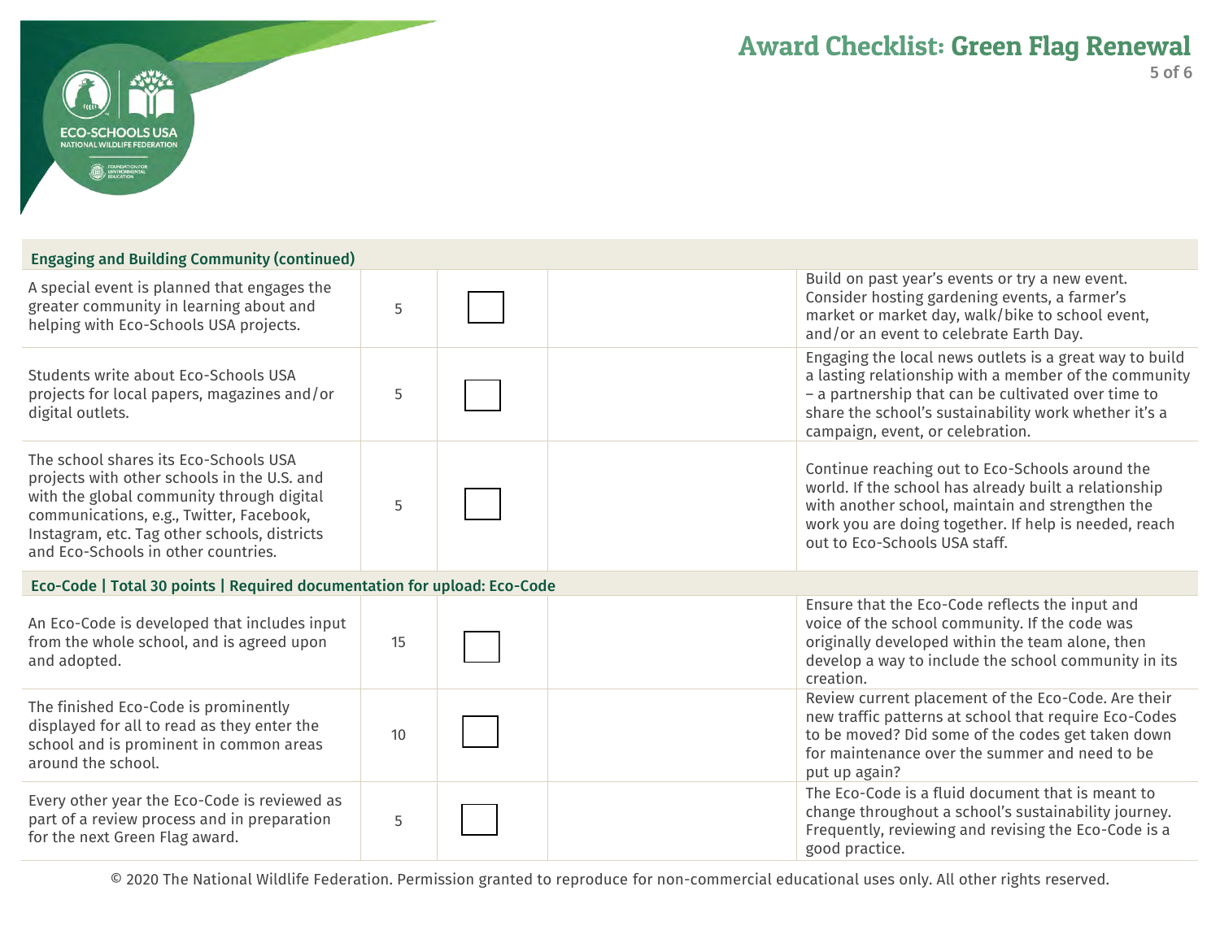# Award Checklist: Green Flag Renewal

| | | | | |
|---|---|---|---|---|
| **Engaging and Building Community (continued)** | | | | |
| A special event is planned that engages the greater community in learning about and helping with Eco-Schools USA projects. | 5 | ☐ | | Build on past year's events or try a new event. Consider hosting gardening events, a farmer's market or market day, walk/bike to school event, and/or an event to celebrate Earth Day. |
| Students write about Eco-Schools USA projects for local papers, magazines and/or digital outlets. | 5 | ☐ | | Engaging the local news outlets is a great way to build a lasting relationship with a member of the community – a partnership that can be cultivated over time to share the school's sustainability work whether it's a campaign, event, or celebration. |
| The school shares its Eco-Schools USA projects with other schools in the U.S. and with the global community through digital communications, e.g., Twitter, Facebook, Instagram, etc. Tag other schools, districts and Eco-Schools in other countries. | 5 | ☐ | | Continue reaching out to Eco-Schools around the world. If the school has already built a relationship with another school, maintain and strengthen the work you are doing together. If help is needed, reach out to Eco-Schools USA staff. |
| **Eco-Code \| Total 30 points \| Required documentation for upload: Eco-Code** | | | | |
| An Eco-Code is developed that includes input from the whole school, and is agreed upon and adopted. | 15 | ☐ | | Ensure that the Eco-Code reflects the input and voice of the school community. If the code was originally developed within the team alone, then develop a way to include the school community in its creation. |
| The finished Eco-Code is prominently displayed for all to read as they enter the school and is prominent in common areas around the school. | 10 | ☐ | | Review current placement of the Eco-Code. Are their new traffic patterns at school that require Eco-Codes to be moved? Did some of the codes get taken down for maintenance over the summer and need to be put up again? |
| Every other year the Eco-Code is reviewed as part of a review process and in preparation for the next Green Flag award. | 5 | ☐ | | The Eco-Code is a fluid document that is meant to change throughout a school's sustainability journey. Frequently, reviewing and revising the Eco-Code is a good practice. |

© 2020 The National Wildlife Federation. Permission granted to reproduce for non-commercial educational uses only. All other rights reserved.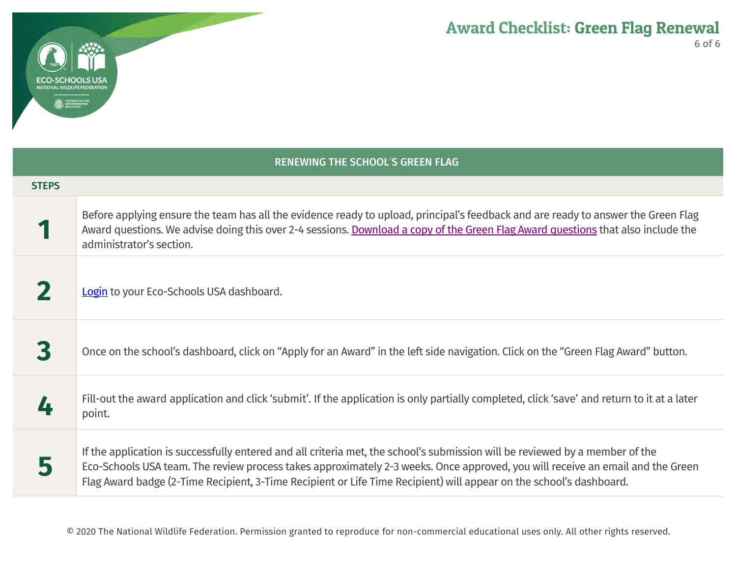# Award Checklist: Green Flag Renewal

| RENEWING THE SCHOOL'S GREEN FLAG | |
|---|---|
| **STEPS** | |
| **1** | Before applying ensure the team has all the evidence ready to upload, principal's feedback and are ready to answer the Green Flag Award questions. We advise doing this over 2-4 sessions. Download a copy of the Green Flag Award questions that also include the administrator's section. |
| **2** | Login to your Eco-Schools USA dashboard. |
| **3** | Once on the school's dashboard, click on "Apply for an Award" in the left side navigation. Click on the "Green Flag Award" button. |
| **4** | Fill-out the award application and click 'submit'. If the application is only partially completed, click 'save' and return to it at a later point. |
| **5** | If the application is successfully entered and all criteria met, the school's submission will be reviewed by a member of the Eco-Schools USA team. The review process takes approximately 2-3 weeks. Once approved, you will receive an email and the Green Flag Award badge (2-Time Recipient, 3-Time Recipient or Life Time Recipient) will appear on the school's dashboard. |

© 2020 The National Wildlife Federation. Permission granted to reproduce for non-commercial educational uses only. All other rights reserved.